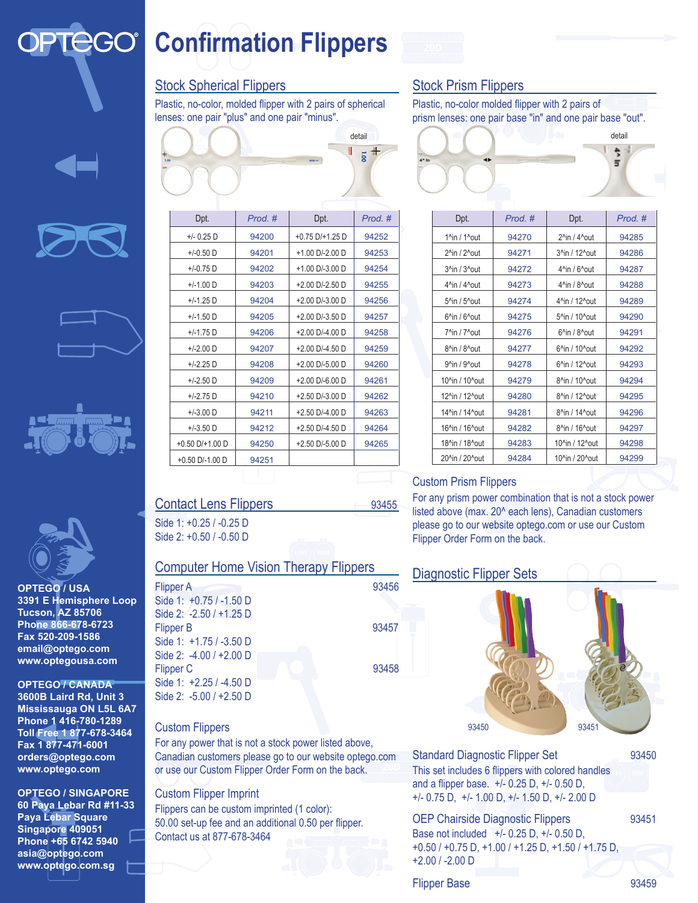OPTEGO

# Confirmation Flippers

## Stock Spherical Flippers

Plastic, no-color, molded flipper with 2 pairs of spherical lenses: one pair "plus" and one pair "minus".

detail

| Dpt. | Prod. # | Dpt. | Prod. # |
|---|---|---|---|
| +/- 0.25 D | 94200 | +0.75 D/+1.25 D | 94252 |
| +/-0.50 D | 94201 | +1.00 D/-2.00 D | 94253 |
| +/-0.75 D | 94202 | +1.00 D/-3.00 D | 94254 |
| +/-1.00 D | 94203 | +2.00 D/-2.50 D | 94255 |
| +/-1.25 D | 94204 | +2.00 D/-3.00 D | 94256 |
| +/-1.50 D | 94205 | +2.00 D/-3.50 D | 94257 |
| +/-1.75 D | 94206 | +2.00 D/-4.00 D | 94258 |
| +/-2.00 D | 94207 | +2.00 D/-4.50 D | 94259 |
| +/-2.25 D | 94208 | +2.00 D/-5.00 D | 94260 |
| +/-2.50 D | 94209 | +2.00 D/-6.00 D | 94261 |
| +/-2.75 D | 94210 | +2.50 D/-3.00 D | 94262 |
| +/-3.00 D | 94211 | +2.50 D/-4.00 D | 94263 |
| +/-3.50 D | 94212 | +2.50 D/-4.50 D | 94264 |
| +0.50 D/+1.00 D | 94250 | +2.50 D/-5.00 D | 94265 |
| +0.50 D/-1.00 D | 94251 | | |

## Stock Prism Flippers

Plastic, no-color molded flipper with 2 pairs of prism lenses: one pair base "in" and one pair base "out".

detail

| Dpt. | Prod. # | Dpt. | Prod. # |
|---|---|---|---|
| 1^in / 1^out | 94270 | 2^in / 4^out | 94285 |
| 2^in / 2^out | 94271 | 3^in / 12^out | 94286 |
| 3^in / 3^out | 94272 | 4^in / 6^out | 94287 |
| 4^in / 4^out | 94273 | 4^in / 8^out | 94288 |
| 5^in / 5^out | 94274 | 4^in / 12^out | 94289 |
| 6^in / 6^out | 94275 | 5^in / 10^out | 94290 |
| 7^in / 7^out | 94276 | 6^in / 8^out | 94291 |
| 8^in / 8^out | 94277 | 6^in / 10^out | 94292 |
| 9^in / 9^out | 94278 | 6^in / 12^out | 94293 |
| 10^in / 10^out | 94279 | 8^in / 10^out | 94294 |
| 12^in / 12^out | 94280 | 8^in / 12^out | 94295 |
| 14^in / 14^out | 94281 | 8^in / 14^out | 94296 |
| 16^in / 16^out | 94282 | 8^in / 16^out | 94297 |
| 18^in / 18^out | 94283 | 10^in / 12^out | 94298 |
| 20^in / 20^out | 94284 | 10^in / 20^out | 94299 |

## Contact Lens Flippers — 93455

Side 1: +0.25 / -0.25 D
Side 2: +0.50 / -0.50 D

## Computer Home Vision Therapy Flippers

Flipper A — 93456
Side 1: +0.75 / -1.50 D
Side 2: -2.50 / +1.25 D

Flipper B — 93457
Side 1: +1.75 / -3.50 D
Side 2: -4.00 / +2.00 D

Flipper C — 93458
Side 1: +2.25 / -4.50 D
Side 2: -5.00 / +2.50 D

### Custom Flippers

For any power that is not a stock power listed above, Canadian customers please go to our website optego.com or use our Custom Flipper Order Form on the back.

### Custom Flipper Imprint

Flippers can be custom imprinted (1 color):
50.00 set-up fee and an additional 0.50 per flipper.
Contact us at 877-678-3464

### Custom Prism Flippers

For any prism power combination that is not a stock power listed above (max. 20^ each lens), Canadian customers please go to our website optego.com or use our Custom Flipper Order Form on the back.

## Diagnostic Flipper Sets

93450 93451

### Standard Diagnostic Flipper Set — 93450

This set includes 6 flippers with colored handles and a flipper base. +/- 0.25 D, +/- 0.50 D, +/- 0.75 D, +/- 1.00 D, +/- 1.50 D, +/- 2.00 D

### OEP Chairside Diagnostic Flippers — 93451

Base not included +/- 0.25 D, +/- 0.50 D, +0.50 / +0.75 D, +1.00 / +1.25 D, +1.50 / +1.75 D, +2.00 / -2.00 D

### Flipper Base — 93459

**OPTEGO / USA**
**3391 E Hemisphere Loop**
**Tucson, AZ 85706**
**Phone 866-678-6723**
**Fax 520-209-1586**
**email@optego.com**
**www.optegousa.com**

**OPTEGO / CANADA**
**3600B Laird Rd, Unit 3**
**Mississauga ON L5L 6A7**
**Phone 1 416-780-1289**
**Toll Free 1 877-678-3464**
**Fax 1 877-471-6001**
**orders@optego.com**
**www.optego.com**

**OPTEGO / SINGAPORE**
**60 Paya Lebar Rd #11-33**
**Paya Lebar Square**
**Singapore 409051**
**Phone +65 6742 5940**
**asia@optego.com**
**www.optego.com.sg**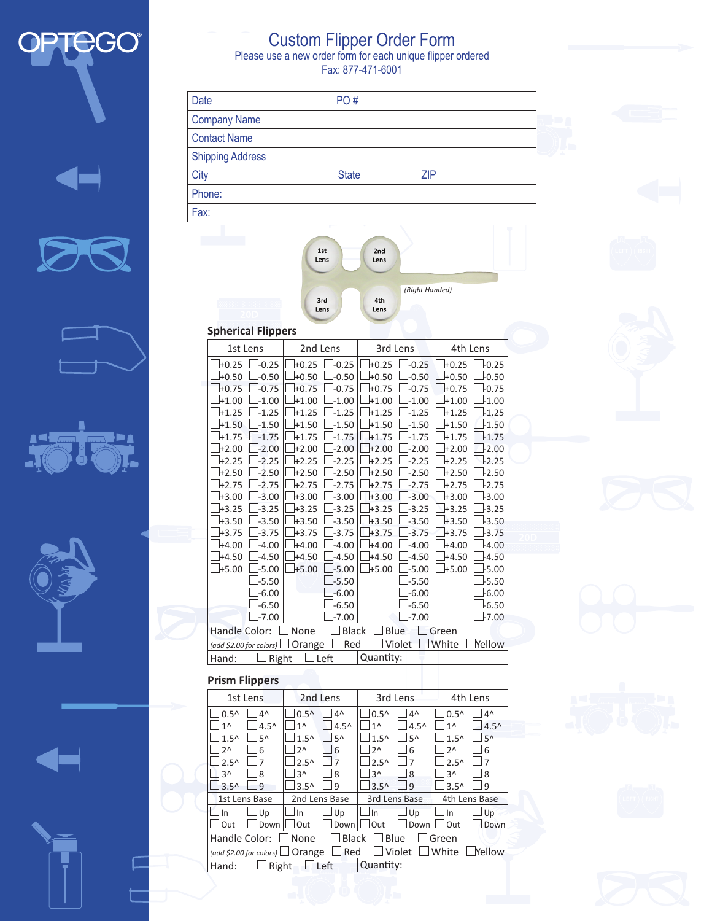OPTEGO®

# Custom Flipper Order Form

Please use a new order form for each unique flipper ordered

Fax: 877-471-6001

| | |
|---|---|
| Date | PO # |
| Company Name | |
| Contact Name | |
| Shipping Address | |
| City | State ZIP |
| Phone: | |
| Fax: | |

1st Lens  2nd Lens  3rd Lens  4th Lens  *(Right Handed)*

## Spherical Flippers

| 1st Lens | | 2nd Lens | | 3rd Lens | | 4th Lens | |
|---|---|---|---|---|---|---|---|
| ☐+0.25 | ☐-0.25 | ☐+0.25 | ☐-0.25 | ☐+0.25 | ☐-0.25 | ☐+0.25 | ☐-0.25 |
| ☐+0.50 | ☐-0.50 | ☐+0.50 | ☐-0.50 | ☐+0.50 | ☐-0.50 | ☐+0.50 | ☐-0.50 |
| ☐+0.75 | ☐-0.75 | ☐+0.75 | ☐-0.75 | ☐+0.75 | ☐-0.75 | ☐+0.75 | ☐-0.75 |
| ☐+1.00 | ☐-1.00 | ☐+1.00 | ☐-1.00 | ☐+1.00 | ☐-1.00 | ☐+1.00 | ☐-1.00 |
| ☐+1.25 | ☐-1.25 | ☐+1.25 | ☐-1.25 | ☐+1.25 | ☐-1.25 | ☐+1.25 | ☐-1.25 |
| ☐+1.50 | ☐-1.50 | ☐+1.50 | ☐-1.50 | ☐+1.50 | ☐-1.50 | ☐+1.50 | ☐-1.50 |
| ☐+1.75 | ☐-1.75 | ☐+1.75 | ☐-1.75 | ☐+1.75 | ☐-1.75 | ☐+1.75 | ☐-1.75 |
| ☐+2.00 | ☐-2.00 | ☐+2.00 | ☐-2.00 | ☐+2.00 | ☐-2.00 | ☐+2.00 | ☐-2.00 |
| ☐+2.25 | ☐-2.25 | ☐+2.25 | ☐-2.25 | ☐+2.25 | ☐-2.25 | ☐+2.25 | ☐-2.25 |
| ☐+2.50 | ☐-2.50 | ☐+2.50 | ☐-2.50 | ☐+2.50 | ☐-2.50 | ☐+2.50 | ☐-2.50 |
| ☐+2.75 | ☐-2.75 | ☐+2.75 | ☐-2.75 | ☐+2.75 | ☐-2.75 | ☐+2.75 | ☐-2.75 |
| ☐+3.00 | ☐-3.00 | ☐+3.00 | ☐-3.00 | ☐+3.00 | ☐-3.00 | ☐+3.00 | ☐-3.00 |
| ☐+3.25 | ☐-3.25 | ☐+3.25 | ☐-3.25 | ☐+3.25 | ☐-3.25 | ☐+3.25 | ☐-3.25 |
| ☐+3.50 | ☐-3.50 | ☐+3.50 | ☐-3.50 | ☐+3.50 | ☐-3.50 | ☐+3.50 | ☐-3.50 |
| ☐+3.75 | ☐-3.75 | ☐+3.75 | ☐-3.75 | ☐+3.75 | ☐-3.75 | ☐+3.75 | ☐-3.75 |
| ☐+4.00 | ☐-4.00 | ☐+4.00 | ☐-4.00 | ☐+4.00 | ☐-4.00 | ☐+4.00 | ☐-4.00 |
| ☐+4.50 | ☐-4.50 | ☐+4.50 | ☐-4.50 | ☐+4.50 | ☐-4.50 | ☐+4.50 | ☐-4.50 |
| ☐+5.00 | ☐-5.00 | ☐+5.00 | ☐-5.00 | ☐+5.00 | ☐-5.00 | ☐+5.00 | ☐-5.00 |
| | ☐-5.50 | | ☐-5.50 | | ☐-5.50 | | ☐-5.50 |
| | ☐-6.00 | | ☐-6.00 | | ☐-6.00 | | ☐-6.00 |
| | ☐-6.50 | | ☐-6.50 | | ☐-6.50 | | ☐-6.50 |
| | ☐-7.00 | | ☐-7.00 | | ☐-7.00 | | ☐-7.00 |

Handle Color: ☐None ☐Black ☐Blue ☐Green
*(add $2.00 for colors)* ☐Orange ☐Red ☐Violet ☐White ☐Yellow
Hand: ☐Right ☐Left    Quantity:

## Prism Flippers

| 1st Lens | | 2nd Lens | | 3rd Lens | | 4th Lens | |
|---|---|---|---|---|---|---|---|
| ☐0.5^ | ☐4^ | ☐0.5^ | ☐4^ | ☐0.5^ | ☐4^ | ☐0.5^ | ☐4^ |
| ☐1^ | ☐4.5^ | ☐1^ | ☐4.5^ | ☐1^ | ☐4.5^ | ☐1^ | ☐4.5^ |
| ☐1.5^ | ☐5^ | ☐1.5^ | ☐5^ | ☐1.5^ | ☐5^ | ☐1.5^ | ☐5^ |
| ☐2^ | ☐6 | ☐2^ | ☐6 | ☐2^ | ☐6 | ☐2^ | ☐6 |
| ☐2.5^ | ☐7 | ☐2.5^ | ☐7 | ☐2.5^ | ☐7 | ☐2.5^ | ☐7 |
| ☐3^ | ☐8 | ☐3^ | ☐8 | ☐3^ | ☐8 | ☐3^ | ☐8 |
| ☐3.5^ | ☐9 | ☐3.5^ | ☐9 | ☐3.5^ | ☐9 | ☐3.5^ | ☐9 |
| 1st Lens Base | | 2nd Lens Base | | 3rd Lens Base | | 4th Lens Base | |
| ☐In | ☐Up | ☐In | ☐Up | ☐In | ☐Up | ☐In | ☐Up |
| ☐Out | ☐Down | ☐Out | ☐Down | ☐Out | ☐Down | ☐Out | ☐Down |

Handle Color: ☐None ☐Black ☐Blue ☐Green
*(add $2.00 for colors)* ☐Orange ☐Red ☐Violet ☐White ☐Yellow
Hand: ☐Right ☐Left    Quantity: